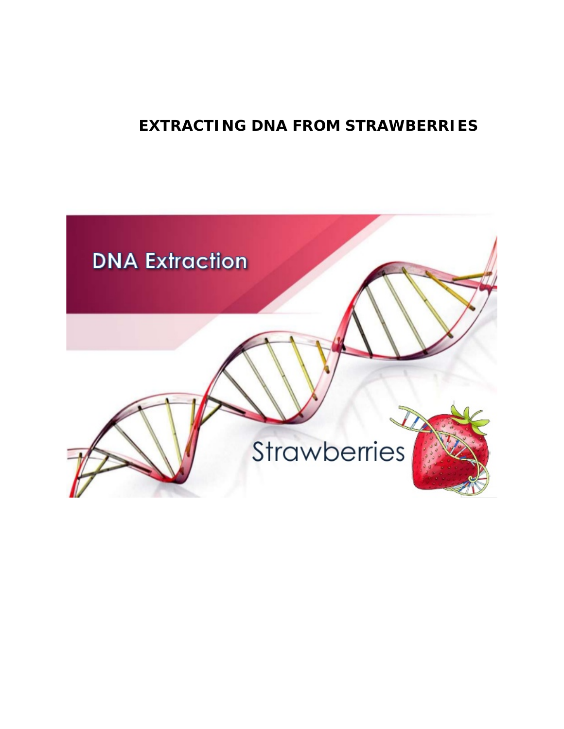# EXTRACTING DNA FROM STRAWBERRIES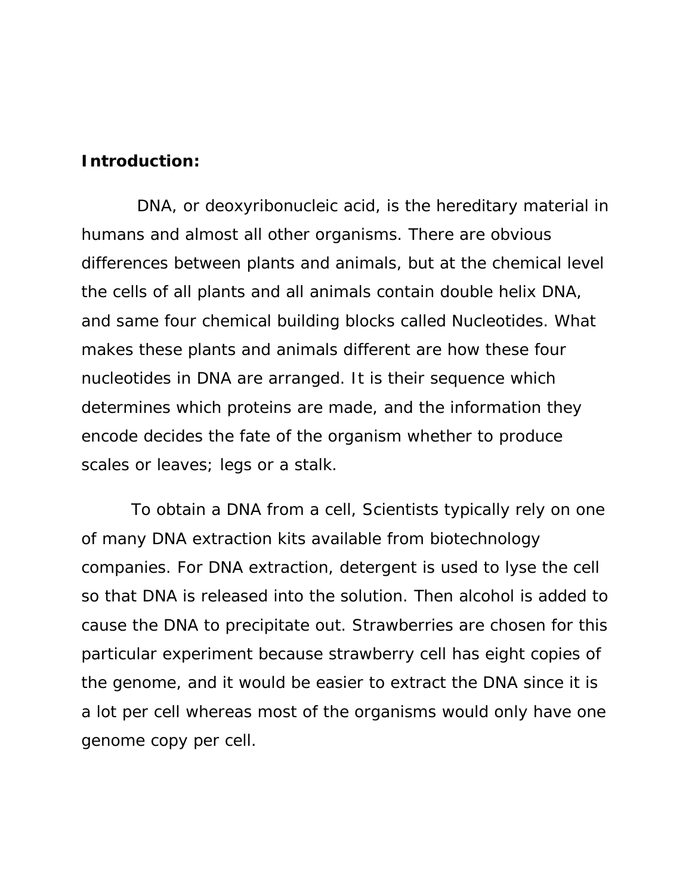**Introduction:**

DNA, or deoxyribonucleic acid, is the hereditary material in humans and almost all other organisms. There are obvious differences between plants and animals, but at the chemical level the cells of all plants and all animals contain double helix DNA, and same four chemical building blocks called Nucleotides. What makes these plants and animals different are how these four nucleotides in DNA are arranged. It is their sequence which determines which proteins are made, and the information they encode decides the fate of the organism whether to produce scales or leaves; legs or a stalk.

To obtain a DNA from a cell, Scientists typically rely on one of many DNA extraction kits available from biotechnology companies. For DNA extraction, detergent is used to lyse the cell so that DNA is released into the solution. Then alcohol is added to cause the DNA to precipitate out. Strawberries are chosen for this particular experiment because strawberry cell has eight copies of the genome, and it would be easier to extract the DNA since it is a lot per cell whereas most of the organisms would only have one genome copy per cell.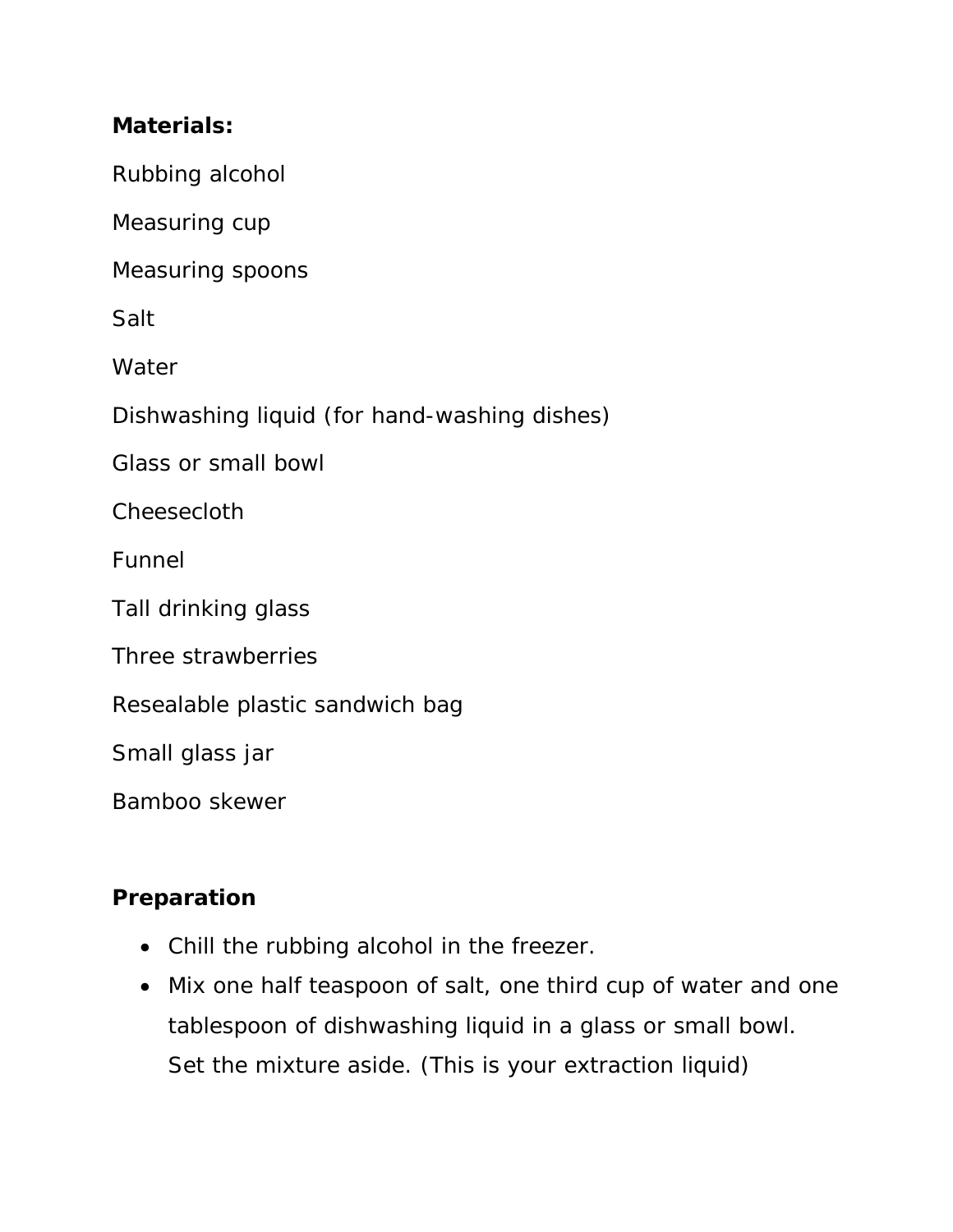**Materials:**

Rubbing alcohol

Measuring cup

Measuring spoons

Salt

Water

Dishwashing liquid (for hand-washing dishes)

Glass or small bowl

Cheesecloth

Funnel

Tall drinking glass

Three strawberries

Resealable plastic sandwich bag

Small glass jar

Bamboo skewer

**Preparation**

- Chill the rubbing alcohol in the freezer.
- Mix one half teaspoon of salt, one third cup of water and one tablespoon of dishwashing liquid in a glass or small bowl. Set the mixture aside. (This is your extraction liquid)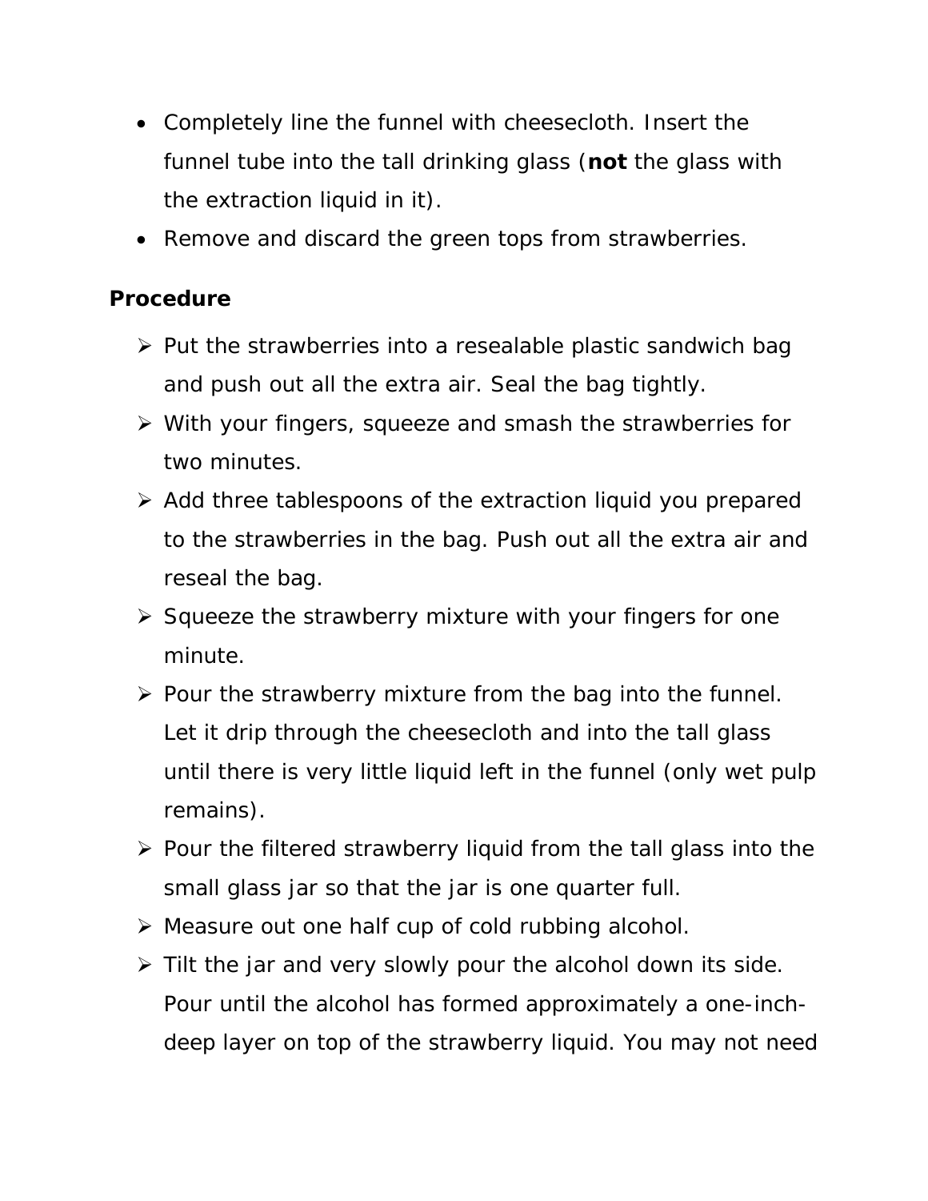- Completely line the funnel with cheesecloth. Insert the funnel tube into the tall drinking glass (**not** the glass with the extraction liquid in it).
- Remove and discard the green tops from strawberries.

**Procedure**

- Put the strawberries into a resealable plastic sandwich bag and push out all the extra air. Seal the bag tightly.
- With your fingers, squeeze and smash the strawberries for two minutes.
- Add three tablespoons of the extraction liquid you prepared to the strawberries in the bag. Push out all the extra air and reseal the bag.
- Squeeze the strawberry mixture with your fingers for one minute.
- Pour the strawberry mixture from the bag into the funnel. Let it drip through the cheesecloth and into the tall glass until there is very little liquid left in the funnel (only wet pulp remains).
- Pour the filtered strawberry liquid from the tall glass into the small glass jar so that the jar is one quarter full.
- Measure out one half cup of cold rubbing alcohol.
- Tilt the jar and very slowly pour the alcohol down its side. Pour until the alcohol has formed approximately a one-inch-deep layer on top of the strawberry liquid. You may not need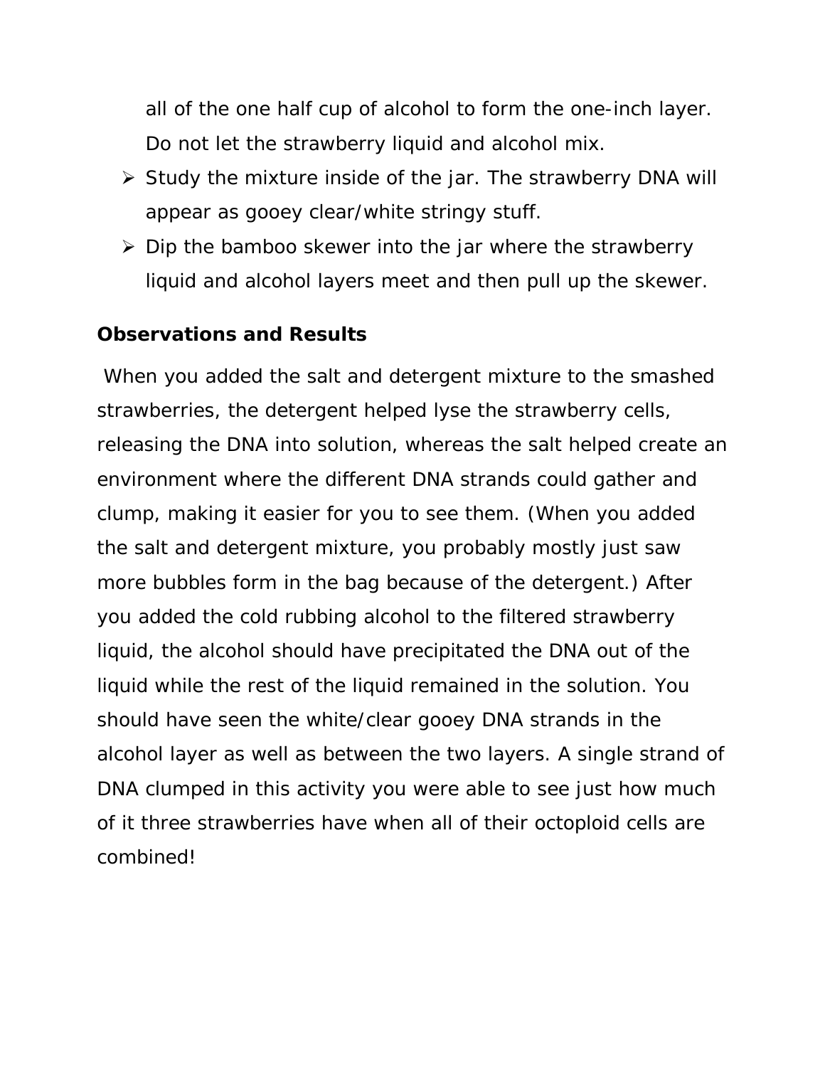all of the one half cup of alcohol to form the one-inch layer. Do not let the strawberry liquid and alcohol mix.

- Study the mixture inside of the jar. The strawberry DNA will appear as gooey clear/white stringy stuff.
- Dip the bamboo skewer into the jar where the strawberry liquid and alcohol layers meet and then pull up the skewer.

**Observations and Results**

When you added the salt and detergent mixture to the smashed strawberries, the detergent helped lyse the strawberry cells, releasing the DNA into solution, whereas the salt helped create an environment where the different DNA strands could gather and clump, making it easier for you to see them. (When you added the salt and detergent mixture, you probably mostly just saw more bubbles form in the bag because of the detergent.) After you added the cold rubbing alcohol to the filtered strawberry liquid, the alcohol should have precipitated the DNA out of the liquid while the rest of the liquid remained in the solution. You should have seen the white/clear gooey DNA strands in the alcohol layer as well as between the two layers. A single strand of DNA clumped in this activity you were able to see just how much of it three strawberries have when all of their octoploid cells are combined!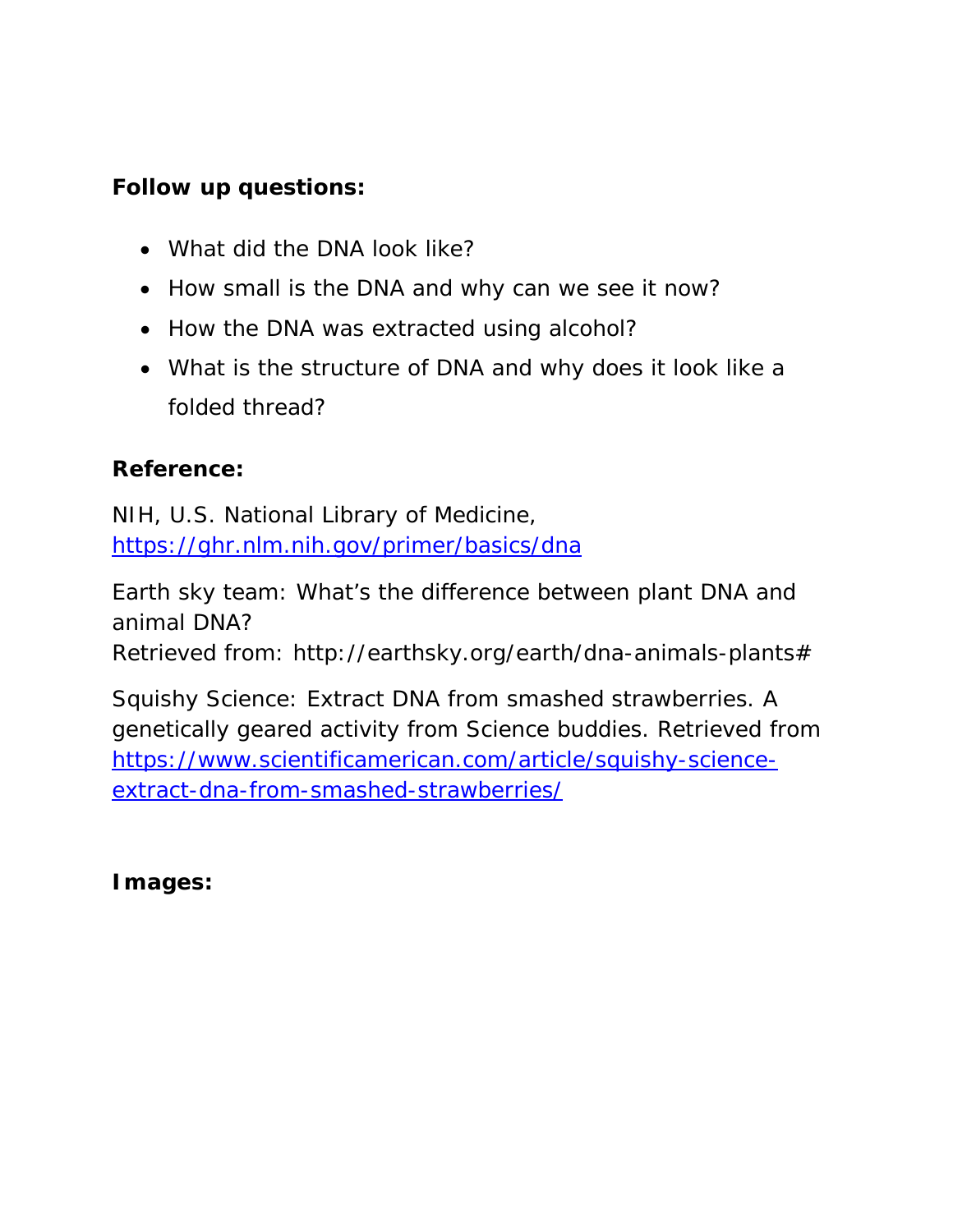**Follow up questions:**

- What did the DNA look like?
- How small is the DNA and why can we see it now?
- How the DNA was extracted using alcohol?
- What is the structure of DNA and why does it look like a folded thread?

**Reference:**

NIH, U.S. National Library of Medicine, [https://ghr.nlm.nih.gov/primer/basics/dna](https://ghr.nlm.nih.gov/primer/basics/dna)

Earth sky team: What's the difference between plant DNA and animal DNA?
Retrieved from: http://earthsky.org/earth/dna-animals-plants#

Squishy Science: Extract DNA from smashed strawberries. A genetically geared activity from Science buddies. Retrieved from [https://www.scientificamerican.com/article/squishy-science-extract-dna-from-smashed-strawberries/](https://www.scientificamerican.com/article/squishy-science-extract-dna-from-smashed-strawberries/)

**Images:**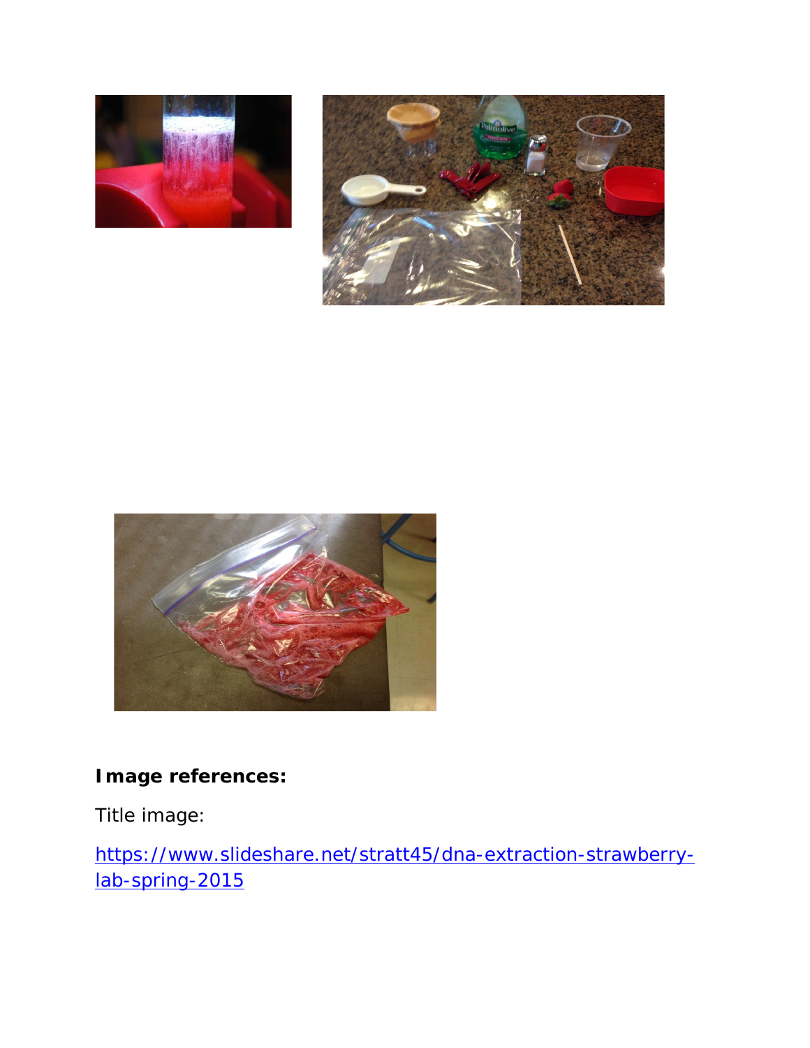**Image references:**

Title image:

https://www.slideshare.net/stratt45/dna-extraction-strawberry-lab-spring-2015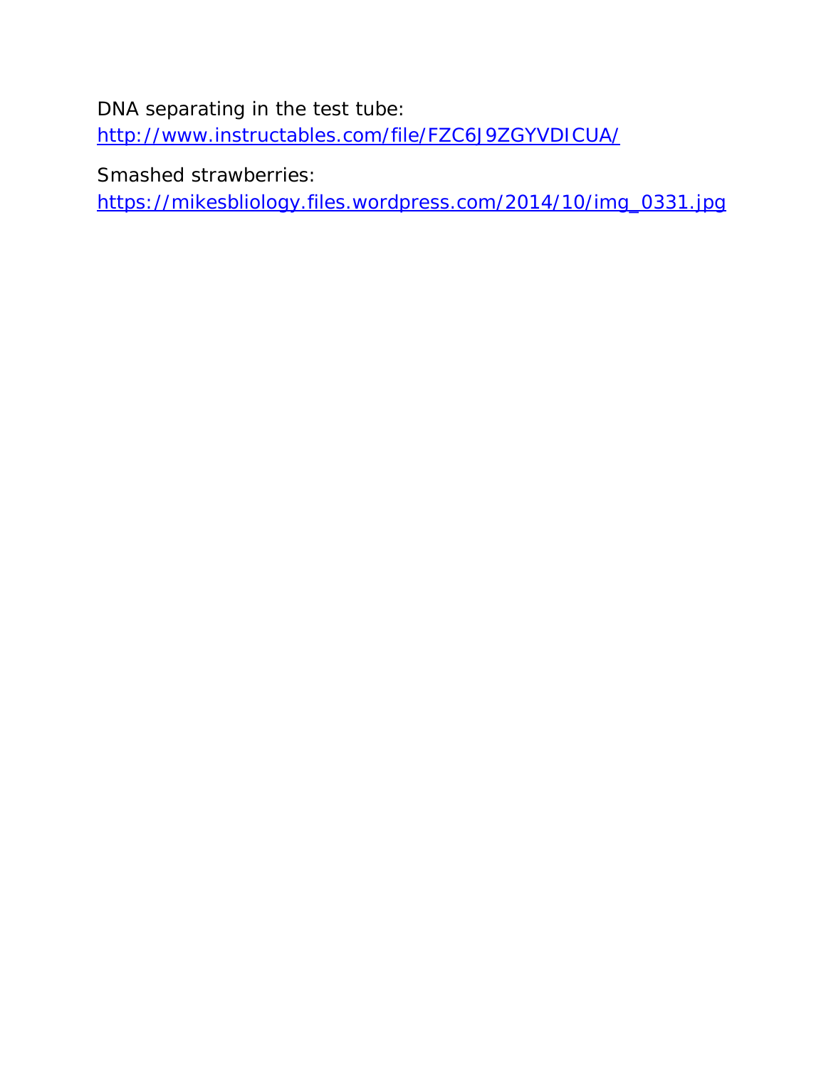DNA separating in the test tube:
http://www.instructables.com/file/FZC6J9ZGYVDICUA/

Smashed strawberries:
https://mikesbliology.files.wordpress.com/2014/10/img_0331.jpg